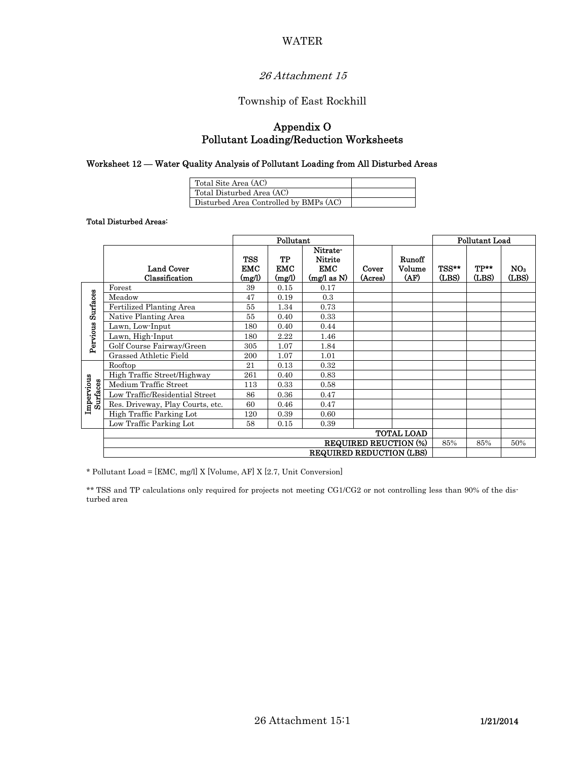# WATER

## *26 Attachment 15*

## Township of East Rockhill

## Appendix O
## Pollutant Loading/Reduction Worksheets

### Worksheet 12 — Water Quality Analysis of Pollutant Loading from All Disturbed Areas

| | |
|---|---|
| Total Site Area (AC) | |
| Total Disturbed Area (AC) | |
| Disturbed Area Controlled by BMPs (AC) | |

**Total Disturbed Areas:**

| | | Pollutant | | | | | Pollutant Load | | |
|---|---|---|---|---|---|---|---|---|---|
| | **Land Cover Classification** | **TSS EMC (mg/l)** | **TP EMC (mg/l)** | **Nitrate-Nitrite EMC (mg/l as N)** | **Cover (Acres)** | **Runoff Volume (AF)** | **TSS** (LBS)** | **TP** (LBS)** | **$NO_3$ (LBS)** |
| Pervious Surfaces | Forest | 39 | 0.15 | 0.17 | | | | | |
| | Meadow | 47 | 0.19 | 0.3 | | | | | |
| | Fertilized Planting Area | 55 | 1.34 | 0.73 | | | | | |
| | Native Planting Area | 55 | 0.40 | 0.33 | | | | | |
| | Lawn, Low-Input | 180 | 0.40 | 0.44 | | | | | |
| | Lawn, High-Input | 180 | 2.22 | 1.46 | | | | | |
| | Golf Course Fairway/Green | 305 | 1.07 | 1.84 | | | | | |
| | Grassed Athletic Field | 200 | 1.07 | 1.01 | | | | | |
| Impervious Surfaces | Rooftop | 21 | 0.13 | 0.32 | | | | | |
| | High Traffic Street/Highway | 261 | 0.40 | 0.83 | | | | | |
| | Medium Traffic Street | 113 | 0.33 | 0.58 | | | | | |
| | Low Traffic/Residential Street | 86 | 0.36 | 0.47 | | | | | |
| | Res. Driveway, Play Courts, etc. | 60 | 0.46 | 0.47 | | | | | |
| | High Traffic Parking Lot | 120 | 0.39 | 0.60 | | | | | |
| | Low Traffic Parking Lot | 58 | 0.15 | 0.39 | | | | | |
| | | | | | | **TOTAL LOAD** | | | |
| | | | | | | **REQUIRED REUCTION (%)** | 85% | 85% | 50% |
| | | | | | | **REQUIRED REDUCTION (LBS)** | | | |

\* Pollutant Load = [EMC, mg/l] X [Volume, AF] X [2.7, Unit Conversion]

\*\* TSS and TP calculations only required for projects not meeting CG1/CG2 or not controlling less than 90% of the disturbed area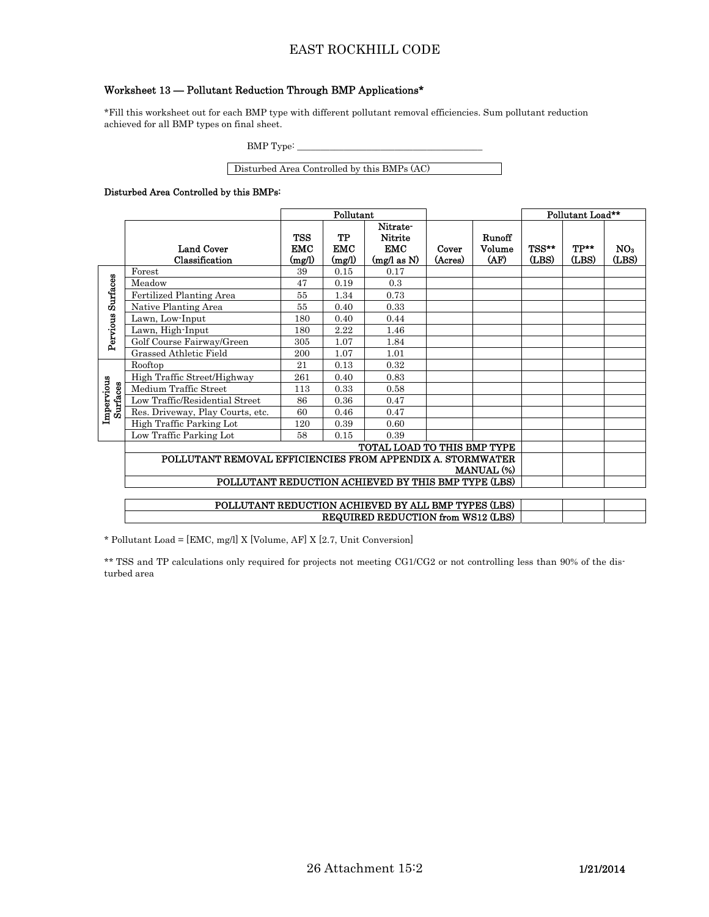### Worksheet 13 — Pollutant Reduction Through BMP Applications*

*Fill this worksheet out for each BMP type with different pollutant removal efficiencies. Sum pollutant reduction achieved for all BMP types on final sheet.

BMP Type: ________________________________________

| Disturbed Area Controlled by this BMPs (AC) |
|---|

**Disturbed Area Controlled by this BMPs:**

| | | Pollutant | | | | | Pollutant Load** | | |
|---|---|---|---|---|---|---|---|---|---|
| | Land Cover Classification | TSS EMC (mg/l) | TP EMC (mg/l) | Nitrate-Nitrite EMC (mg/l as N) | Cover (Acres) | Runoff Volume (AF) | TSS** (LBS) | TP** (LBS) | $NO_3$ (LBS) |
| Pervious Surfaces | Forest | 39 | 0.15 | 0.17 | | | | | |
| | Meadow | 47 | 0.19 | 0.3 | | | | | |
| | Fertilized Planting Area | 55 | 1.34 | 0.73 | | | | | |
| | Native Planting Area | 55 | 0.40 | 0.33 | | | | | |
| | Lawn, Low-Input | 180 | 0.40 | 0.44 | | | | | |
| | Lawn, High-Input | 180 | 2.22 | 1.46 | | | | | |
| | Golf Course Fairway/Green | 305 | 1.07 | 1.84 | | | | | |
| | Grassed Athletic Field | 200 | 1.07 | 1.01 | | | | | |
| Impervious Surfaces | Rooftop | 21 | 0.13 | 0.32 | | | | | |
| | High Traffic Street/Highway | 261 | 0.40 | 0.83 | | | | | |
| | Medium Traffic Street | 113 | 0.33 | 0.58 | | | | | |
| | Low Traffic/Residential Street | 86 | 0.36 | 0.47 | | | | | |
| | Res. Driveway, Play Courts, etc. | 60 | 0.46 | 0.47 | | | | | |
| | High Traffic Parking Lot | 120 | 0.39 | 0.60 | | | | | |
| | Low Traffic Parking Lot | 58 | 0.15 | 0.39 | | | | | |
| | TOTAL LOAD TO THIS BMP TYPE | | | | | | | | |
| | POLLUTANT REMOVAL EFFICIENCIES FROM APPENDIX A. STORMWATER MANUAL (%) | | | | | | | | |
| | POLLUTANT REDUCTION ACHIEVED BY THIS BMP TYPE (LBS) | | | | | | | | |

| | | | |
|---|---|---|---|
| POLLUTANT REDUCTION ACHIEVED BY ALL BMP TYPES (LBS) | | | |
| REQUIRED REDUCTION from WS12 (LBS) | | | |

* Pollutant Load = [EMC, mg/l] X [Volume, AF] X [2.7, Unit Conversion]

** TSS and TP calculations only required for projects not meeting CG1/CG2 or not controlling less than 90% of the disturbed area